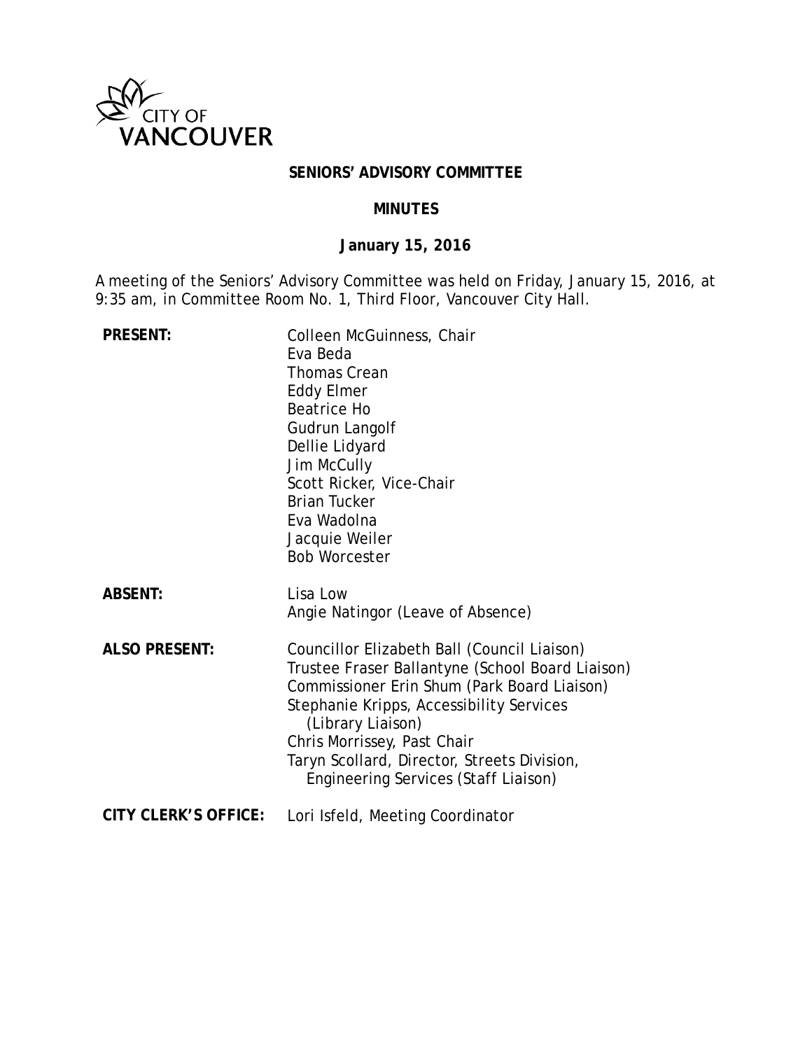CITY OF VANCOUVER

**SENIORS' ADVISORY COMMITTEE**

**MINUTES**

**January 15, 2016**

A meeting of the Seniors' Advisory Committee was held on Friday, January 15, 2016, at 9:35 am, in Committee Room No. 1, Third Floor, Vancouver City Hall.

| | |
|---|---|
| **PRESENT:** | Colleen McGuinness, Chair<br>Eva Beda<br>Thomas Crean<br>Eddy Elmer<br>Beatrice Ho<br>Gudrun Langolf<br>Dellie Lidyard<br>Jim McCully<br>Scott Ricker, Vice-Chair<br>Brian Tucker<br>Eva Wadolna<br>Jacquie Weiler<br>Bob Worcester |
| **ABSENT:** | Lisa Low<br>Angie Natingor (Leave of Absence) |
| **ALSO PRESENT:** | Councillor Elizabeth Ball (Council Liaison)<br>Trustee Fraser Ballantyne (School Board Liaison)<br>Commissioner Erin Shum (Park Board Liaison)<br>Stephanie Kripps, Accessibility Services (Library Liaison)<br>Chris Morrissey, Past Chair<br>Taryn Scollard, Director, Streets Division, Engineering Services (Staff Liaison) |
| **CITY CLERK'S OFFICE:** | Lori Isfeld, Meeting Coordinator |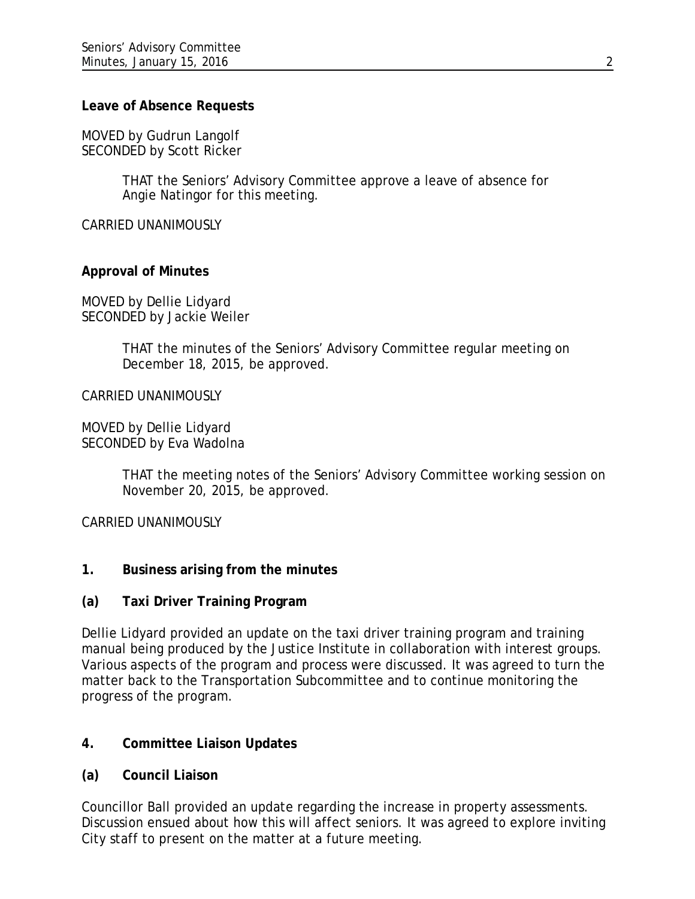**Leave of Absence Requests**

MOVED by Gudrun Langolf
SECONDED by Scott Ricker

> THAT the Seniors' Advisory Committee approve a leave of absence for Angie Natingor for this meeting.

CARRIED UNANIMOUSLY

**Approval of Minutes**

MOVED by Dellie Lidyard
SECONDED by Jackie Weiler

> THAT the minutes of the Seniors' Advisory Committee regular meeting on December 18, 2015, be approved.

CARRIED UNANIMOUSLY

MOVED by Dellie Lidyard
SECONDED by Eva Wadolna

> THAT the meeting notes of the Seniors' Advisory Committee working session on November 20, 2015, be approved.

CARRIED UNANIMOUSLY

**1. Business arising from the minutes**

**(a) Taxi Driver Training Program**

Dellie Lidyard provided an update on the taxi driver training program and training manual being produced by the Justice Institute in collaboration with interest groups. Various aspects of the program and process were discussed. It was agreed to turn the matter back to the Transportation Subcommittee and to continue monitoring the progress of the program.

**4. Committee Liaison Updates**

**(a) Council Liaison**

Councillor Ball provided an update regarding the increase in property assessments. Discussion ensued about how this will affect seniors. It was agreed to explore inviting City staff to present on the matter at a future meeting.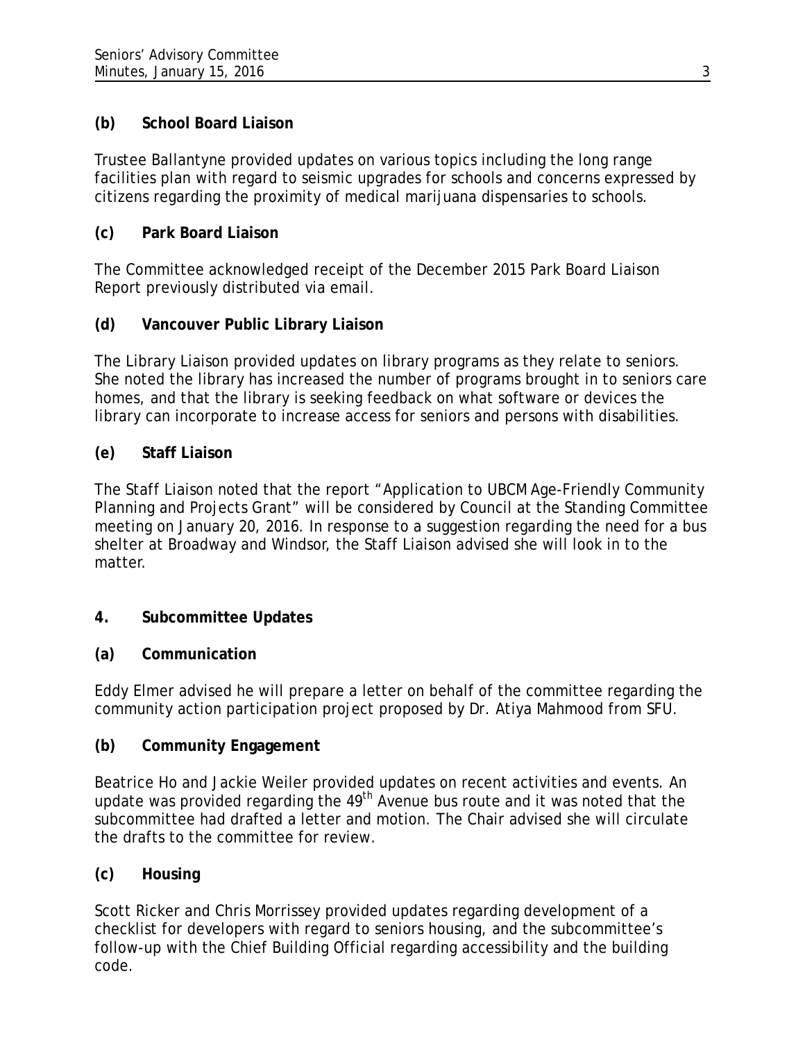**(b) School Board Liaison**

Trustee Ballantyne provided updates on various topics including the long range facilities plan with regard to seismic upgrades for schools and concerns expressed by citizens regarding the proximity of medical marijuana dispensaries to schools.

**(c) Park Board Liaison**

The Committee acknowledged receipt of the December 2015 Park Board Liaison Report previously distributed via email.

**(d) Vancouver Public Library Liaison**

The Library Liaison provided updates on library programs as they relate to seniors. She noted the library has increased the number of programs brought in to seniors care homes, and that the library is seeking feedback on what software or devices the library can incorporate to increase access for seniors and persons with disabilities.

**(e) Staff Liaison**

The Staff Liaison noted that the report "Application to UBCM Age-Friendly Community Planning and Projects Grant" will be considered by Council at the Standing Committee meeting on January 20, 2016. In response to a suggestion regarding the need for a bus shelter at Broadway and Windsor, the Staff Liaison advised she will look in to the matter.

**4. Subcommittee Updates**

**(a) Communication**

Eddy Elmer advised he will prepare a letter on behalf of the committee regarding the community action participation project proposed by Dr. Atiya Mahmood from SFU.

**(b) Community Engagement**

Beatrice Ho and Jackie Weiler provided updates on recent activities and events. An update was provided regarding the 49th Avenue bus route and it was noted that the subcommittee had drafted a letter and motion. The Chair advised she will circulate the drafts to the committee for review.

**(c) Housing**

Scott Ricker and Chris Morrissey provided updates regarding development of a checklist for developers with regard to seniors housing, and the subcommittee's follow-up with the Chief Building Official regarding accessibility and the building code.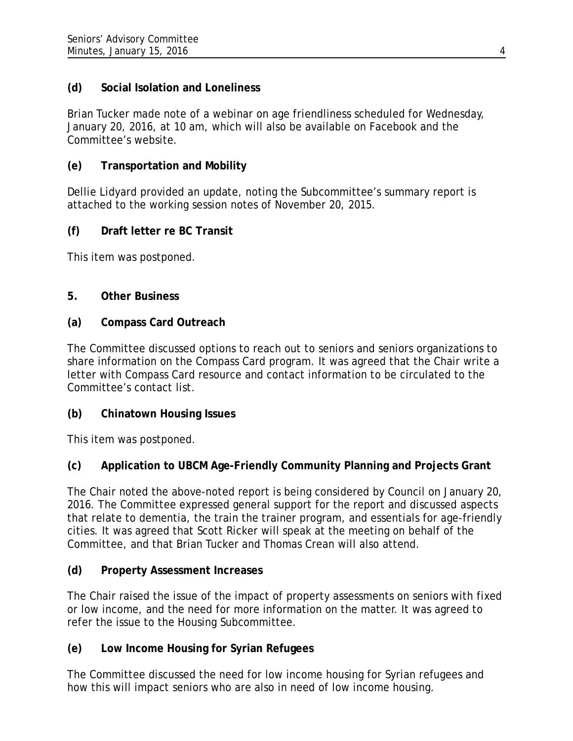**(d) Social Isolation and Loneliness**

Brian Tucker made note of a webinar on age friendliness scheduled for Wednesday, January 20, 2016, at 10 am, which will also be available on Facebook and the Committee's website.

**(e) Transportation and Mobility**

Dellie Lidyard provided an update, noting the Subcommittee's summary report is attached to the working session notes of November 20, 2015.

**(f) Draft letter re BC Transit**

This item was postponed.

**5. Other Business**

**(a) Compass Card Outreach**

The Committee discussed options to reach out to seniors and seniors organizations to share information on the Compass Card program. It was agreed that the Chair write a letter with Compass Card resource and contact information to be circulated to the Committee's contact list.

**(b) Chinatown Housing Issues**

This item was postponed.

**(c) Application to UBCM Age-Friendly Community Planning and Projects Grant**

The Chair noted the above-noted report is being considered by Council on January 20, 2016. The Committee expressed general support for the report and discussed aspects that relate to dementia, the train the trainer program, and essentials for age-friendly cities. It was agreed that Scott Ricker will speak at the meeting on behalf of the Committee, and that Brian Tucker and Thomas Crean will also attend.

**(d) Property Assessment Increases**

The Chair raised the issue of the impact of property assessments on seniors with fixed or low income, and the need for more information on the matter. It was agreed to refer the issue to the Housing Subcommittee.

**(e) Low Income Housing for Syrian Refugees**

The Committee discussed the need for low income housing for Syrian refugees and how this will impact seniors who are also in need of low income housing.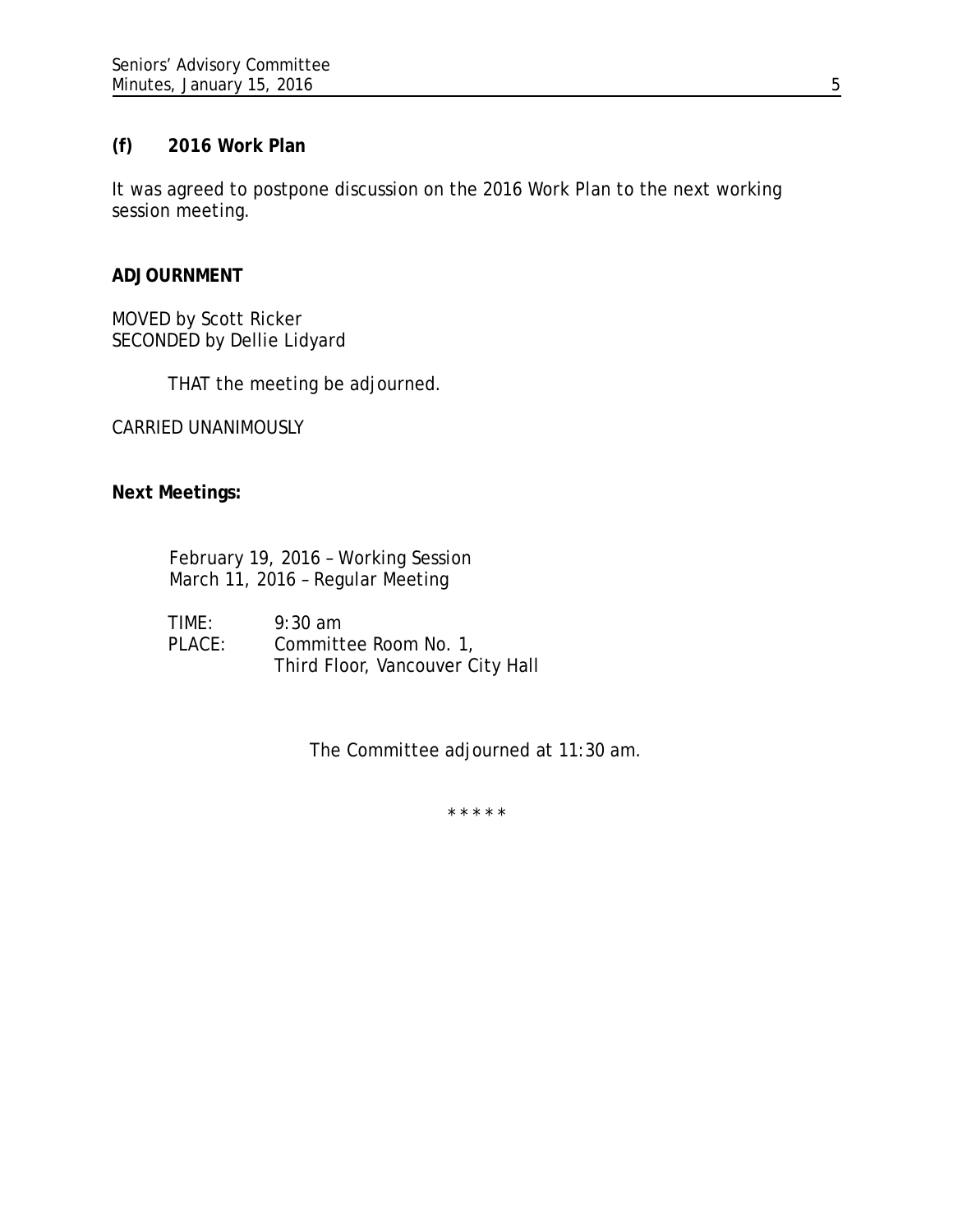**(f) 2016 Work Plan**

It was agreed to postpone discussion on the 2016 Work Plan to the next working session meeting.

**ADJOURNMENT**

MOVED by Scott Ricker
SECONDED by Dellie Lidyard

THAT the meeting be adjourned.

CARRIED UNANIMOUSLY

**Next Meetings:**

February 19, 2016 – Working Session
March 11, 2016 – Regular Meeting

TIME: 9:30 am
PLACE: Committee Room No. 1,
Third Floor, Vancouver City Hall

The Committee adjourned at 11:30 am.

\* \* \* \* \*